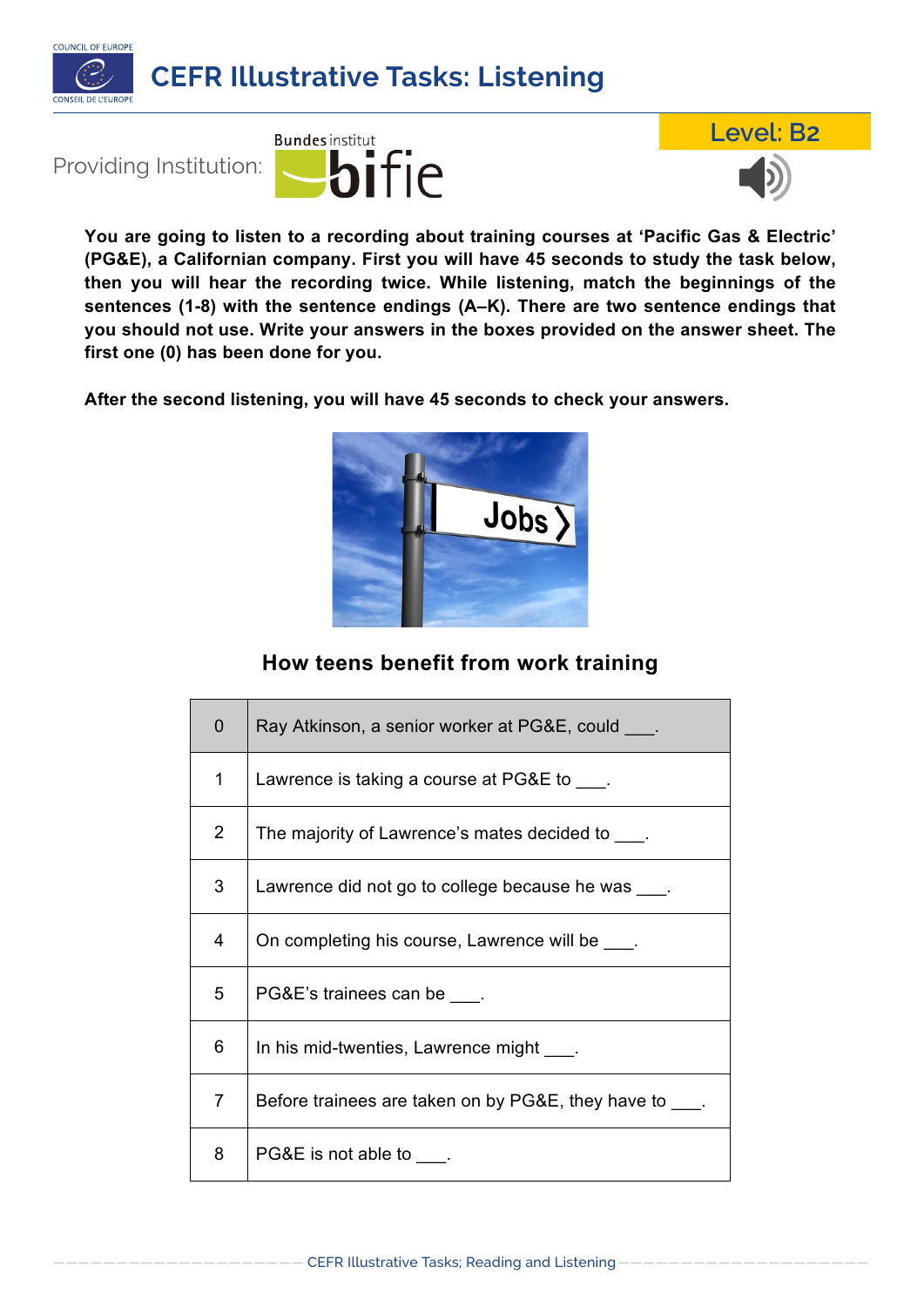# CERF Illustrative Tasks: Listening

Providing Institution: Bundesinstitut bifie

**Level: B2**

**You are going to listen to a recording about training courses at 'Pacific Gas & Electric' (PG&E), a Californian company. First you will have 45 seconds to study the task below, then you will hear the recording twice. While listening, match the beginnings of the sentences (1-8) with the sentence endings (A–K). There are two sentence endings that you should not use. Write your answers in the boxes provided on the answer sheet. The first one (0) has been done for you.**

**After the second listening, you will have 45 seconds to check your answers.**

## How teens benefit from work training

| | |
|---|---|
| 0 | Ray Atkinson, a senior worker at PG&E, could ___. |
| 1 | Lawrence is taking a course at PG&E to ___. |
| 2 | The majority of Lawrence's mates decided to ___. |
| 3 | Lawrence did not go to college because he was ___. |
| 4 | On completing his course, Lawrence will be ___. |
| 5 | PG&E's trainees can be ___. |
| 6 | In his mid-twenties, Lawrence might ___. |
| 7 | Before trainees are taken on by PG&E, they have to ___. |
| 8 | PG&E is not able to ___. |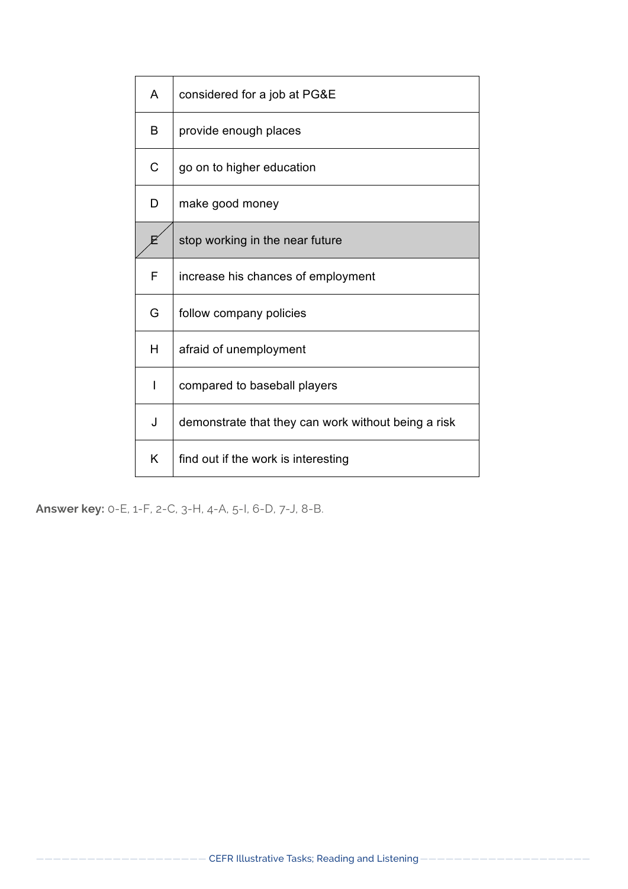| | |
|---|---|
| A | considered for a job at PG&E |
| B | provide enough places |
| C | go on to higher education |
| D | make good money |
| E | stop working in the near future |
| F | increase his chances of employment |
| G | follow company policies |
| H | afraid of unemployment |
| I | compared to baseball players |
| J | demonstrate that they can work without being a risk |
| K | find out if the work is interesting |

**Answer key:** 0-E, 1-F, 2-C, 3-H, 4-A, 5-I, 6-D, 7-J, 8-B.